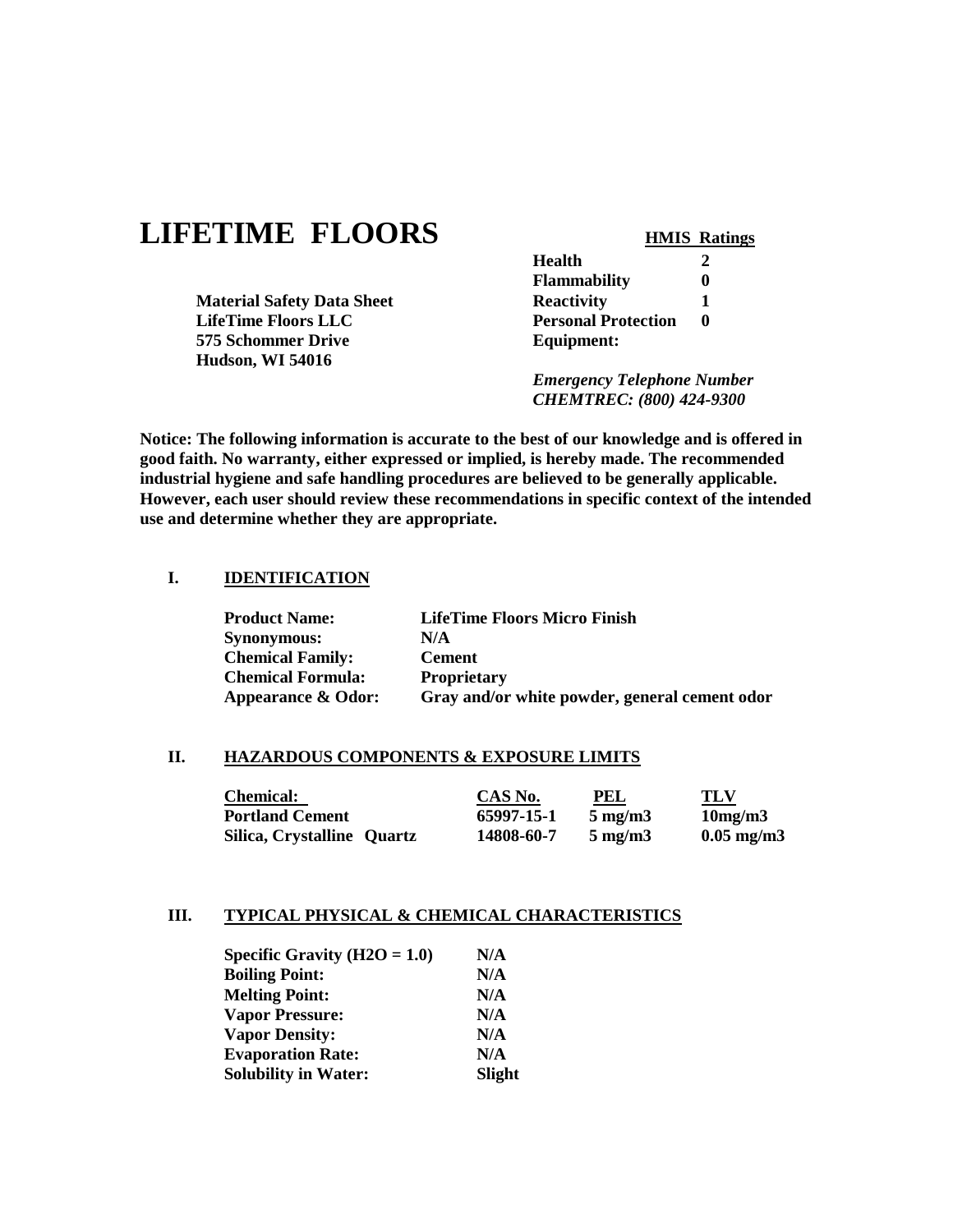# LIFETIME FLOORS

**Material Safety Data Sheet**
**LifeTime Floors LLC**
**575 Schommer Drive**
**Hudson, WI 54016**

| **HMIS Ratings** | |
|---|---|
| **Health** | **2** |
| **Flammability** | **0** |
| **Reactivity** | **1** |
| **Personal Protection Equipment:** | **0** |

***Emergency Telephone Number***
***CHEMTREC: (800) 424-9300***

**Notice: The following information is accurate to the best of our knowledge and is offered in good faith. No warranty, either expressed or implied, is hereby made. The recommended industrial hygiene and safe handling procedures are believed to be generally applicable. However, each user should review these recommendations in specific context of the intended use and determine whether they are appropriate.**

## I. IDENTIFICATION

| | |
|---|---|
| **Product Name:** | **LifeTime Floors Micro Finish** |
| **Synonymous:** | **N/A** |
| **Chemical Family:** | **Cement** |
| **Chemical Formula:** | **Proprietary** |
| **Appearance & Odor:** | **Gray and/or white powder, general cement odor** |

## II. HAZARDOUS COMPONENTS & EXPOSURE LIMITS

| Chemical: | CAS No. | PEL | TLV |
|---|---|---|---|
| **Portland Cement** | **65997-15-1** | **5 mg/m3** | **10mg/m3** |
| **Silica, Crystalline Quartz** | **14808-60-7** | **5 mg/m3** | **0.05 mg/m3** |

## III. TYPICAL PHYSICAL & CHEMICAL CHARACTERISTICS

| | |
|---|---|
| **Specific Gravity ($H_2O$ = 1.0)** | **N/A** |
| **Boiling Point:** | **N/A** |
| **Melting Point:** | **N/A** |
| **Vapor Pressure:** | **N/A** |
| **Vapor Density:** | **N/A** |
| **Evaporation Rate:** | **N/A** |
| **Solubility in Water:** | **Slight** |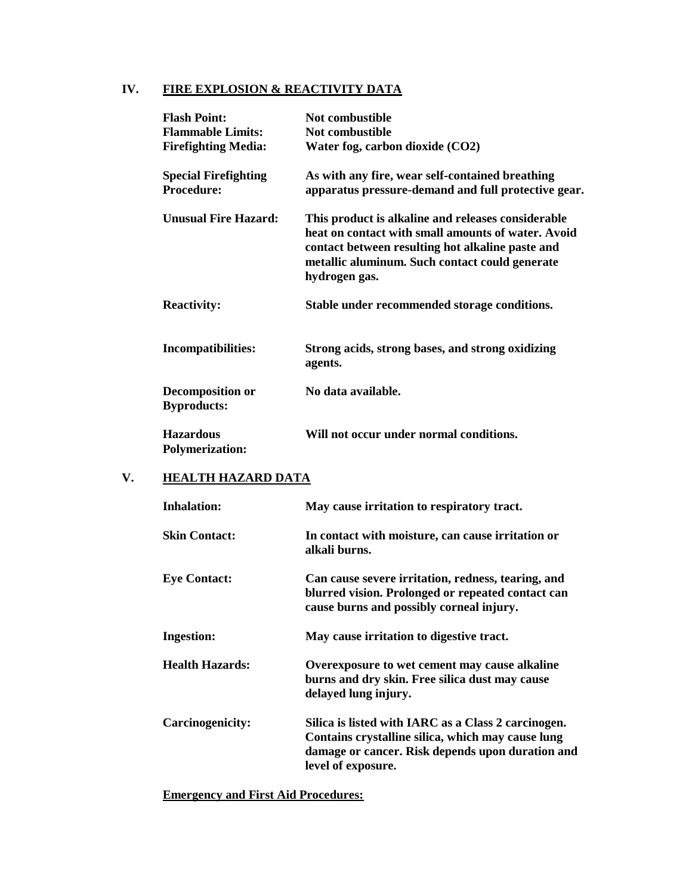## IV. FIRE EXPLOSION & REACTIVITY DATA

| | |
|---|---|
| **Flash Point:** | **Not combustible** |
| **Flammable Limits:** | **Not combustible** |
| **Firefighting Media:** | **Water fog, carbon dioxide ($CO_2$)** |
| **Special Firefighting Procedure:** | **As with any fire, wear self-contained breathing apparatus pressure-demand and full protective gear.** |
| **Unusual Fire Hazard:** | **This product is alkaline and releases considerable heat on contact with small amounts of water. Avoid contact between resulting hot alkaline paste and metallic aluminum. Such contact could generate hydrogen gas.** |
| **Reactivity:** | **Stable under recommended storage conditions.** |
| **Incompatibilities:** | **Strong acids, strong bases, and strong oxidizing agents.** |
| **Decomposition or Byproducts:** | **No data available.** |
| **Hazardous Polymerization:** | **Will not occur under normal conditions.** |

## V. HEALTH HAZARD DATA

| | |
|---|---|
| **Inhalation:** | **May cause irritation to respiratory tract.** |
| **Skin Contact:** | **In contact with moisture, can cause irritation or alkali burns.** |
| **Eye Contact:** | **Can cause severe irritation, redness, tearing, and blurred vision. Prolonged or repeated contact can cause burns and possibly corneal injury.** |
| **Ingestion:** | **May cause irritation to digestive tract.** |
| **Health Hazards:** | **Overexposure to wet cement may cause alkaline burns and dry skin. Free silica dust may cause delayed lung injury.** |
| **Carcinogenicity:** | **Silica is listed with IARC as a Class 2 carcinogen. Contains crystalline silica, which may cause lung damage or cancer. Risk depends upon duration and level of exposure.** |

**Emergency and First Aid Procedures:**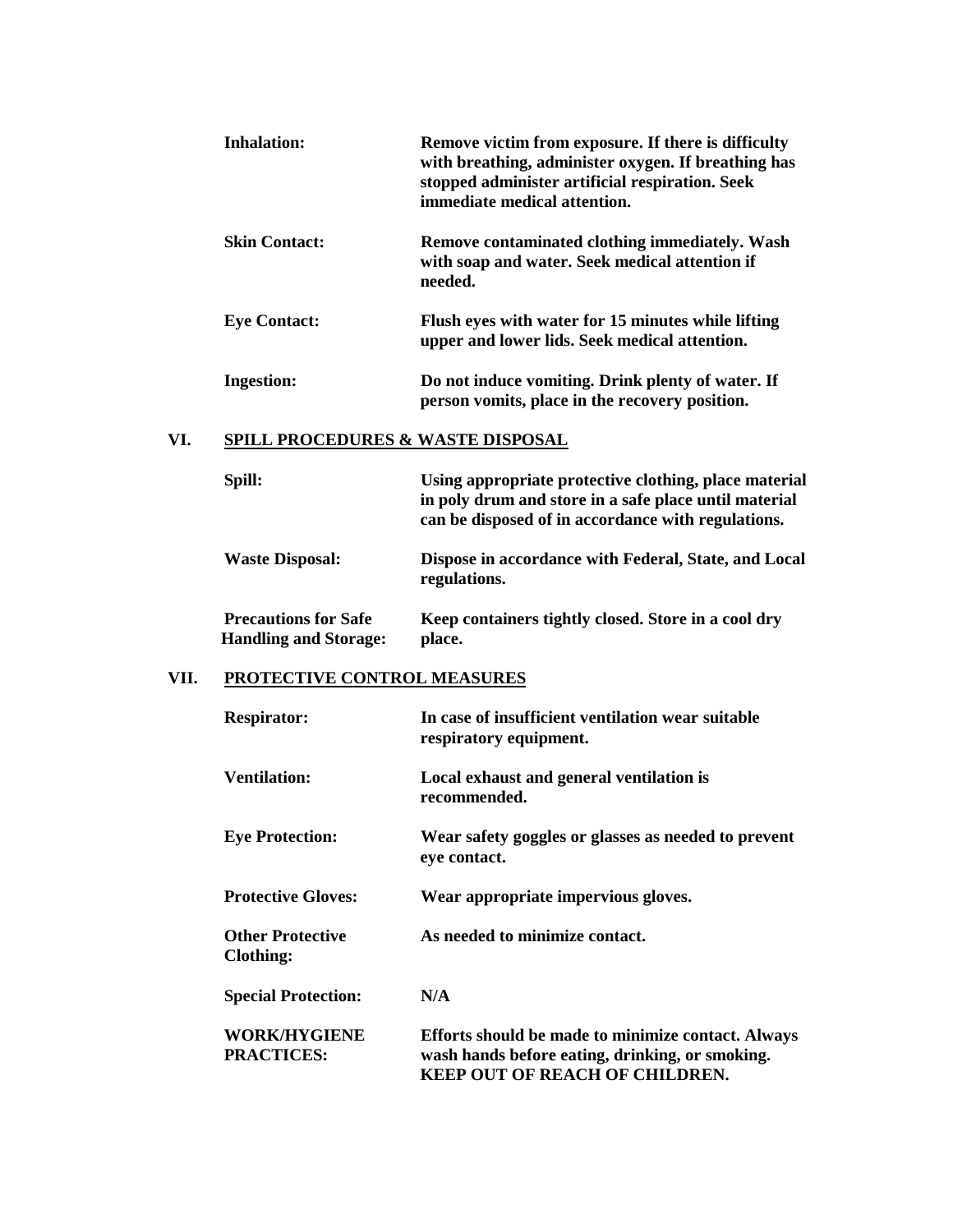| | |
|---|---|
| **Inhalation:** | **Remove victim from exposure. If there is difficulty with breathing, administer oxygen. If breathing has stopped administer artificial respiration. Seek immediate medical attention.** |
| **Skin Contact:** | **Remove contaminated clothing immediately. Wash with soap and water. Seek medical attention if needed.** |
| **Eye Contact:** | **Flush eyes with water for 15 minutes while lifting upper and lower lids. Seek medical attention.** |
| **Ingestion:** | **Do not induce vomiting. Drink plenty of water. If person vomits, place in the recovery position.** |

## VI. SPILL PROCEDURES & WASTE DISPOSAL

| | |
|---|---|
| **Spill:** | **Using appropriate protective clothing, place material in poly drum and store in a safe place until material can be disposed of in accordance with regulations.** |
| **Waste Disposal:** | **Dispose in accordance with Federal, State, and Local regulations.** |
| **Precautions for Safe Handling and Storage:** | **Keep containers tightly closed. Store in a cool dry place.** |

## VII. PROTECTIVE CONTROL MEASURES

| | |
|---|---|
| **Respirator:** | **In case of insufficient ventilation wear suitable respiratory equipment.** |
| **Ventilation:** | **Local exhaust and general ventilation is recommended.** |
| **Eye Protection:** | **Wear safety goggles or glasses as needed to prevent eye contact.** |
| **Protective Gloves:** | **Wear appropriate impervious gloves.** |
| **Other Protective Clothing:** | **As needed to minimize contact.** |
| **Special Protection:** | **N/A** |
| **WORK/HYGIENE PRACTICES:** | **Efforts should be made to minimize contact. Always wash hands before eating, drinking, or smoking. KEEP OUT OF REACH OF CHILDREN.** |